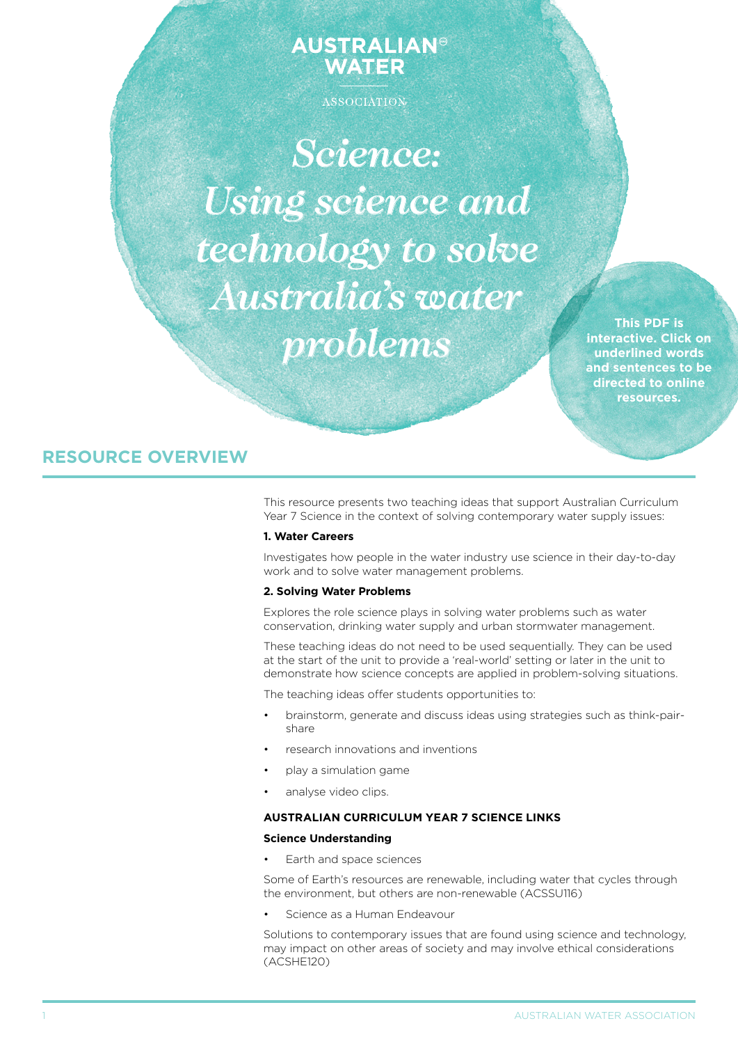AUSTRALIAN WATER ASSOCIATION

# Science: Using science and technology to solve Australia's water problems

**This PDF is interactive. Click on underlined words and sentences to be directed to online resources.**

## RESOURCE OVERVIEW

This resource presents two teaching ideas that support Australian Curriculum Year 7 Science in the context of solving contemporary water supply issues:

**1. Water Careers**

Investigates how people in the water industry use science in their day-to-day work and to solve water management problems.

**2. Solving Water Problems**

Explores the role science plays in solving water problems such as water conservation, drinking water supply and urban stormwater management.

These teaching ideas do not need to be used sequentially. They can be used at the start of the unit to provide a 'real-world' setting or later in the unit to demonstrate how science concepts are applied in problem-solving situations.

The teaching ideas offer students opportunities to:

- brainstorm, generate and discuss ideas using strategies such as think-pair-share
- research innovations and inventions
- play a simulation game
- analyse video clips.

**AUSTRALIAN CURRICULUM YEAR 7 SCIENCE LINKS**

**Science Understanding**

- Earth and space sciences

Some of Earth's resources are renewable, including water that cycles through the environment, but others are non-renewable (ACSSU116)

- Science as a Human Endeavour

Solutions to contemporary issues that are found using science and technology, may impact on other areas of society and may involve ethical considerations (ACSHE120)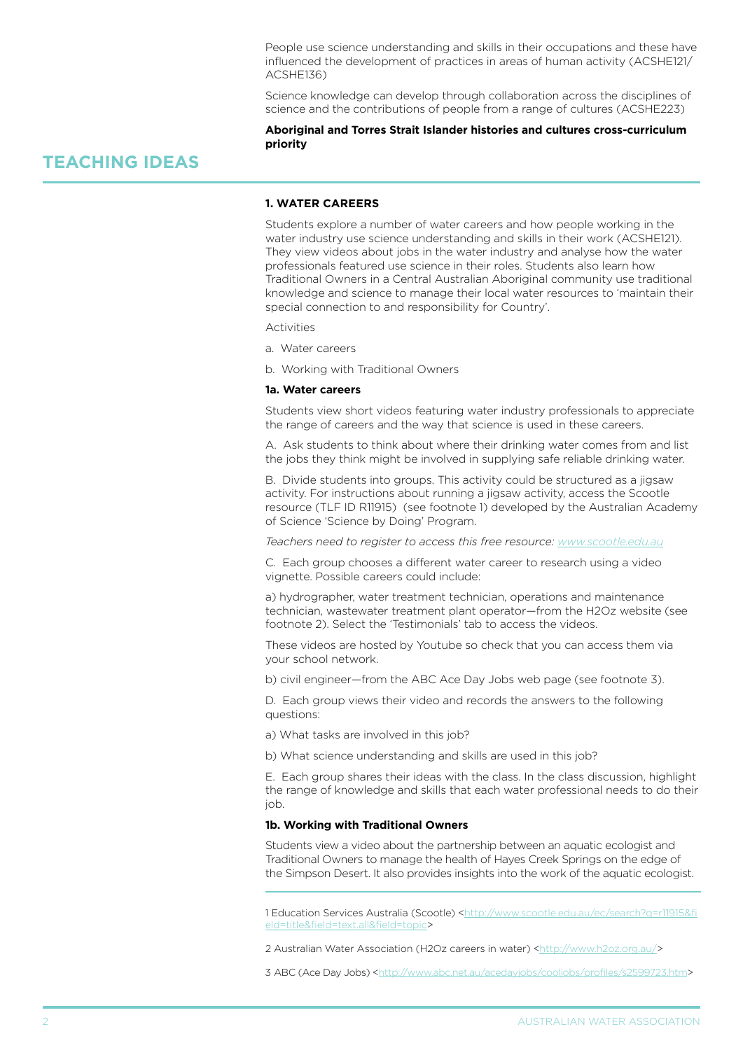People use science understanding and skills in their occupations and these have influenced the development of practices in areas of human activity (ACSHE121/ ACSHE136)

Science knowledge can develop through collaboration across the disciplines of science and the contributions of people from a range of cultures (ACSHE223)

**Aboriginal and Torres Strait Islander histories and cultures cross-curriculum priority**

## TEACHING IDEAS

### 1. WATER CAREERS

Students explore a number of water careers and how people working in the water industry use science understanding and skills in their work (ACSHE121). They view videos about jobs in the water industry and analyse how the water professionals featured use science in their roles. Students also learn how Traditional Owners in a Central Australian Aboriginal community use traditional knowledge and science to manage their local water resources to 'maintain their special connection to and responsibility for Country'.

Activities

a. Water careers

b. Working with Traditional Owners

#### 1a. Water careers

Students view short videos featuring water industry professionals to appreciate the range of careers and the way that science is used in these careers.

A. Ask students to think about where their drinking water comes from and list the jobs they think might be involved in supplying safe reliable drinking water.

B. Divide students into groups. This activity could be structured as a jigsaw activity. For instructions about running a jigsaw activity, access the Scootle resource (TLF ID R11915) (see footnote 1) developed by the Australian Academy of Science 'Science by Doing' Program.

*Teachers need to register to access this free resource: www.scootle.edu.au*

C. Each group chooses a different water career to research using a video vignette. Possible careers could include:

a) hydrographer, water treatment technician, operations and maintenance technician, wastewater treatment plant operator—from the H2Oz website (see footnote 2). Select the 'Testimonials' tab to access the videos.

These videos are hosted by Youtube so check that you can access them via your school network.

b) civil engineer—from the ABC Ace Day Jobs web page (see footnote 3).

D. Each group views their video and records the answers to the following questions:

a) What tasks are involved in this job?

b) What science understanding and skills are used in this job?

E. Each group shares their ideas with the class. In the class discussion, highlight the range of knowledge and skills that each water professional needs to do their job.

#### 1b. Working with Traditional Owners

Students view a video about the partnership between an aquatic ecologist and Traditional Owners to manage the health of Hayes Creek Springs on the edge of the Simpson Desert. It also provides insights into the work of the aquatic ecologist.

---

1 Education Services Australia (Scootle) <http://www.scootle.edu.au/ec/search?q=r11915&field=title&field=text.all&field=topic>

2 Australian Water Association (H2Oz careers in water) <http://www.h2oz.org.au/>

3 ABC (Ace Day Jobs) <http://www.abc.net.au/acedayjobs/cooljobs/profiles/s2599723.htm>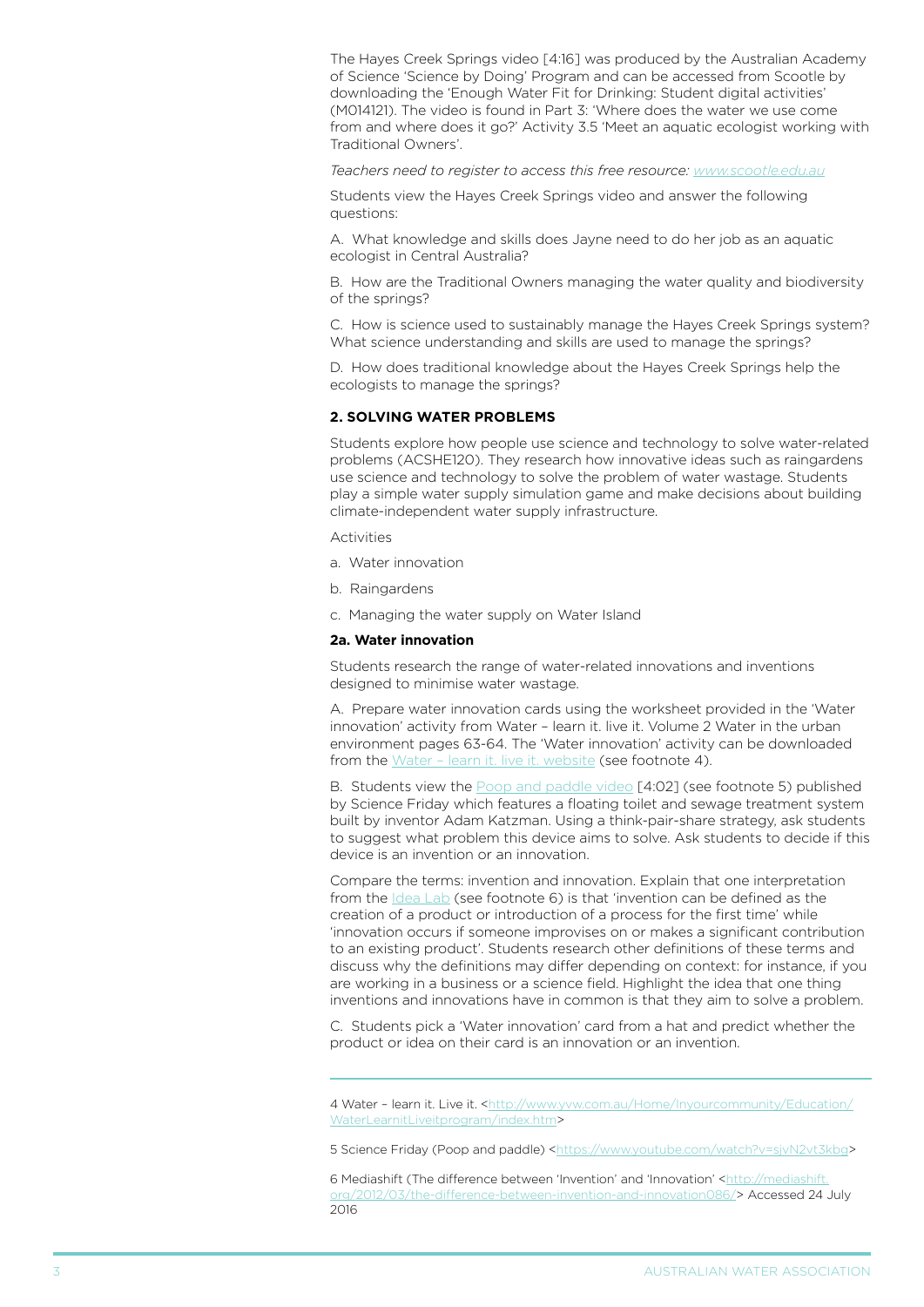The Hayes Creek Springs video [4:16] was produced by the Australian Academy of Science 'Science by Doing' Program and can be accessed from Scootle by downloading the 'Enough Water Fit for Drinking: Student digital activities' (M014121). The video is found in Part 3: 'Where does the water we use come from and where does it go?' Activity 3.5 'Meet an aquatic ecologist working with Traditional Owners'.

*Teachers need to register to access this free resource: www.scootle.edu.au*

Students view the Hayes Creek Springs video and answer the following questions:

A. What knowledge and skills does Jayne need to do her job as an aquatic ecologist in Central Australia?

B. How are the Traditional Owners managing the water quality and biodiversity of the springs?

C. How is science used to sustainably manage the Hayes Creek Springs system? What science understanding and skills are used to manage the springs?

D. How does traditional knowledge about the Hayes Creek Springs help the ecologists to manage the springs?

### 2. SOLVING WATER PROBLEMS

Students explore how people use science and technology to solve water-related problems (ACSHE120). They research how innovative ideas such as raingardens use science and technology to solve the problem of water wastage. Students play a simple water supply simulation game and make decisions about building climate-independent water supply infrastructure.

Activities

a. Water innovation

b. Raingardens

c. Managing the water supply on Water Island

#### 2a. Water innovation

Students research the range of water-related innovations and inventions designed to minimise water wastage.

A. Prepare water innovation cards using the worksheet provided in the 'Water innovation' activity from Water – learn it. live it. Volume 2 Water in the urban environment pages 63-64. The 'Water innovation' activity can be downloaded from the Water – learn it. live it. website (see footnote 4).

B. Students view the Poop and paddle video [4:02] (see footnote 5) published by Science Friday which features a floating toilet and sewage treatment system built by inventor Adam Katzman. Using a think-pair-share strategy, ask students to suggest what problem this device aims to solve. Ask students to decide if this device is an invention or an innovation.

Compare the terms: invention and innovation. Explain that one interpretation from the Idea Lab (see footnote 6) is that 'invention can be defined as the creation of a product or introduction of a process for the first time' while 'innovation occurs if someone improvises on or makes a significant contribution to an existing product'. Students research other definitions of these terms and discuss why the definitions may differ depending on context: for instance, if you are working in a business or a science field. Highlight the idea that one thing inventions and innovations have in common is that they aim to solve a problem.

C. Students pick a 'Water innovation' card from a hat and predict whether the product or idea on their card is an innovation or an invention.

---

4 Water – learn it. Live it. <http://www.yvw.com.au/Home/Inyourcommunity/Education/WaterLearnitLiveitprogram/index.htm>

5 Science Friday (Poop and paddle) <https://www.youtube.com/watch?v=sjvN2vt3kbg>

6 Mediashift (The difference between 'Invention' and 'Innovation' <http://mediashift.org/2012/03/the-difference-between-invention-and-innovation086/> Accessed 24 July 2016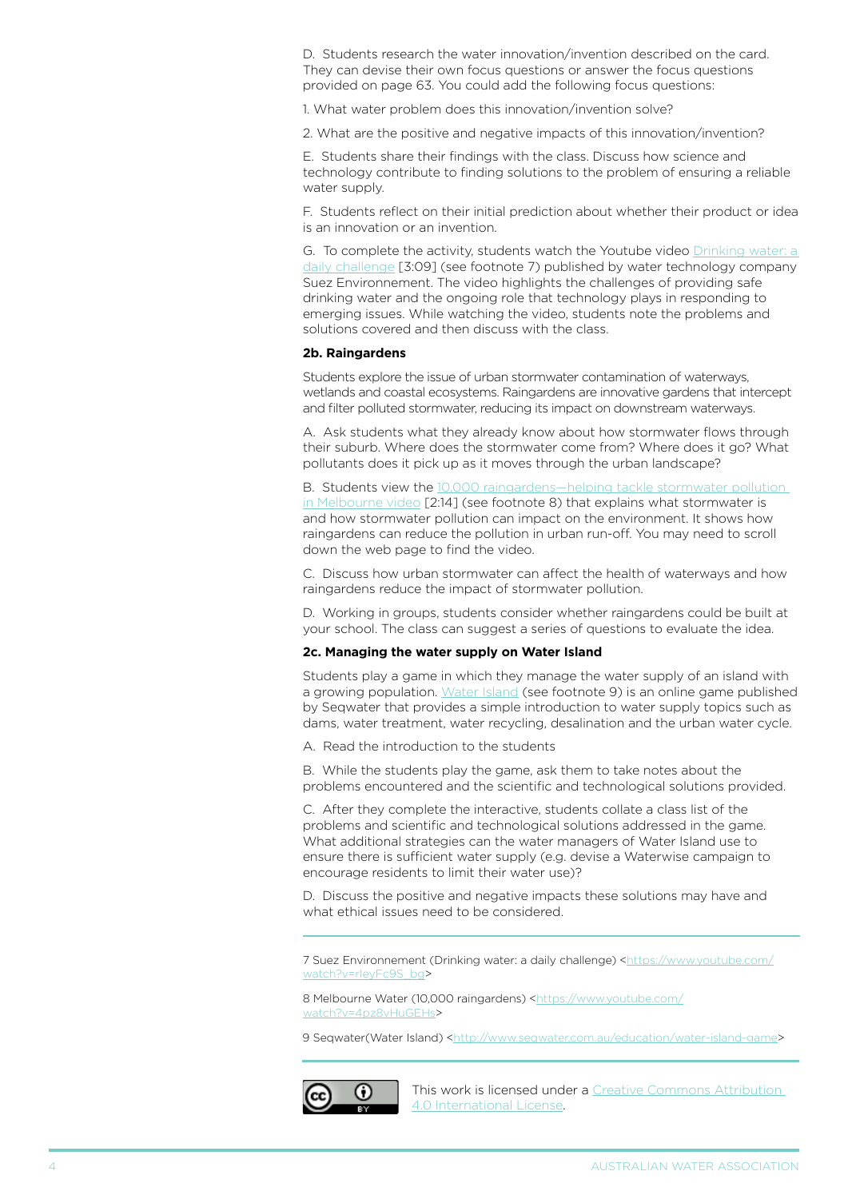D. Students research the water innovation/invention described on the card. They can devise their own focus questions or answer the focus questions provided on page 63. You could add the following focus questions:

1. What water problem does this innovation/invention solve?

2. What are the positive and negative impacts of this innovation/invention?

E. Students share their findings with the class. Discuss how science and technology contribute to finding solutions to the problem of ensuring a reliable water supply.

F. Students reflect on their initial prediction about whether their product or idea is an innovation or an invention.

G. To complete the activity, students watch the Youtube video [Drinking water: a daily challenge](https://www.youtube.com/watch?v=rleyFc9S_bg) [3:09] (see footnote 7) published by water technology company Suez Environnement. The video highlights the challenges of providing safe drinking water and the ongoing role that technology plays in responding to emerging issues. While watching the video, students note the problems and solutions covered and then discuss with the class.

**2b. Raingardens**

Students explore the issue of urban stormwater contamination of waterways, wetlands and coastal ecosystems. Raingardens are innovative gardens that intercept and filter polluted stormwater, reducing its impact on downstream waterways.

A. Ask students what they already know about how stormwater flows through their suburb. Where does the stormwater come from? Where does it go? What pollutants does it pick up as it moves through the urban landscape?

B. Students view the [10,000 raingardens—helping tackle stormwater pollution in Melbourne video](https://www.youtube.com/watch?v=4pz8vHuGEHs) [2:14] (see footnote 8) that explains what stormwater is and how stormwater pollution can impact on the environment. It shows how raingardens can reduce the pollution in urban run-off. You may need to scroll down the web page to find the video.

C. Discuss how urban stormwater can affect the health of waterways and how raingardens reduce the impact of stormwater pollution.

D. Working in groups, students consider whether raingardens could be built at your school. The class can suggest a series of questions to evaluate the idea.

**2c. Managing the water supply on Water Island**

Students play a game in which they manage the water supply of an island with a growing population. [Water Island](http://www.seqwater.com.au/education/water-island-game) (see footnote 9) is an online game published by Seqwater that provides a simple introduction to water supply topics such as dams, water treatment, water recycling, desalination and the urban water cycle.

A. Read the introduction to the students

B. While the students play the game, ask them to take notes about the problems encountered and the scientific and technological solutions provided.

C. After they complete the interactive, students collate a class list of the problems and scientific and technological solutions addressed in the game. What additional strategies can the water managers of Water Island use to ensure there is sufficient water supply (e.g. devise a Waterwise campaign to encourage residents to limit their water use)?

D. Discuss the positive and negative impacts these solutions may have and what ethical issues need to be considered.

---

7 Suez Environnement (Drinking water: a daily challenge) <https://www.youtube.com/watch?v=rleyFc9S_bg>

8 Melbourne Water (10,000 raingardens) <https://www.youtube.com/watch?v=4pz8vHuGEHs>

9 Seqwater(Water Island) <http://www.seqwater.com.au/education/water-island-game>

---

This work is licensed under a [Creative Commons Attribution 4.0 International License](https://creativecommons.org/licenses/by/4.0/).